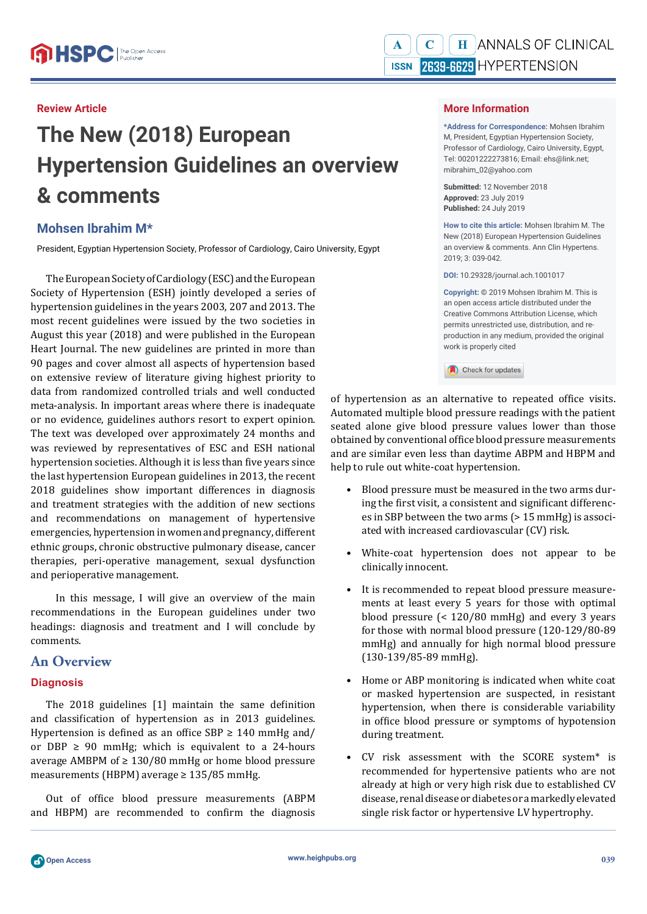Review Article

# The New (2018) European Hypertension Guidelines an overview & comments

## Mohsen Ibrahim M*

President, Egyptian Hypertension Society, Professor of Cardiology, Cairo University, Egypt

### More Information

*Address for Correspondence: Mohsen Ibrahim M, President, Egyptian Hypertension Society, Professor of Cardiology, Cairo University, Egypt, Tel: 00201222273816; Email: ehs@link.net; mibrahim_02@yahoo.com

**Submitted:** 12 November 2018
**Approved:** 23 July 2019
**Published:** 24 July 2019

How to cite this article: Mohsen Ibrahim M. The New (2018) European Hypertension Guidelines an overview & comments. Ann Clin Hypertens. 2019; 3: 039-042.

DOI: 10.29328/journal.ach.1001017

Copyright: © 2019 Mohsen Ibrahim M. This is an open access article distributed under the Creative Commons Attribution License, which permits unrestricted use, distribution, and reproduction in any medium, provided the original work is properly cited

The European Society of Cardiology (ESC) and the European Society of Hypertension (ESH) jointly developed a series of hypertension guidelines in the years 2003, 207 and 2013. The most recent guidelines were issued by the two societies in August this year (2018) and were published in the European Heart Journal. The new guidelines are printed in more than 90 pages and cover almost all aspects of hypertension based on extensive review of literature giving highest priority to data from randomized controlled trials and well conducted meta-analysis. In important areas where there is inadequate or no evidence, guidelines authors resort to expert opinion. The text was developed over approximately 24 months and was reviewed by representatives of ESC and ESH national hypertension societies. Although it is less than five years since the last hypertension European guidelines in 2013, the recent 2018 guidelines show important differences in diagnosis and treatment strategies with the addition of new sections and recommendations on management of hypertensive emergencies, hypertension in women and pregnancy, different ethnic groups, chronic obstructive pulmonary disease, cancer therapies, peri-operative management, sexual dysfunction and perioperative management.

In this message, I will give an overview of the main recommendations in the European guidelines under two headings: diagnosis and treatment and I will conclude by comments.

## An Overview

### Diagnosis

The 2018 guidelines [1] maintain the same definition and classification of hypertension as in 2013 guidelines. Hypertension is defined as an office SBP ≥ 140 mmHg and/or DBP ≥ 90 mmHg; which is equivalent to a 24-hours average AMBPM of ≥ 130/80 mmHg or home blood pressure measurements (HBPM) average ≥ 135/85 mmHg.

Out of office blood pressure measurements (ABPM and HBPM) are recommended to confirm the diagnosis of hypertension as an alternative to repeated office visits. Automated multiple blood pressure readings with the patient seated alone give blood pressure values lower than those obtained by conventional office blood pressure measurements and are similar even less than daytime ABPM and HBPM and help to rule out white-coat hypertension.

- Blood pressure must be measured in the two arms during the first visit, a consistent and significant differences in SBP between the two arms (> 15 mmHg) is associated with increased cardiovascular (CV) risk.
- White-coat hypertension does not appear to be clinically innocent.
- It is recommended to repeat blood pressure measurements at least every 5 years for those with optimal blood pressure (< 120/80 mmHg) and every 3 years for those with normal blood pressure (120-129/80-89 mmHg) and annually for high normal blood pressure (130-139/85-89 mmHg).
- Home or ABP monitoring is indicated when white coat or masked hypertension are suspected, in resistant hypertension, when there is considerable variability in office blood pressure or symptoms of hypotension during treatment.
- CV risk assessment with the SCORE system* is recommended for hypertensive patients who are not already at high or very high risk due to established CV disease, renal disease or diabetes or a markedly elevated single risk factor or hypertensive LV hypertrophy.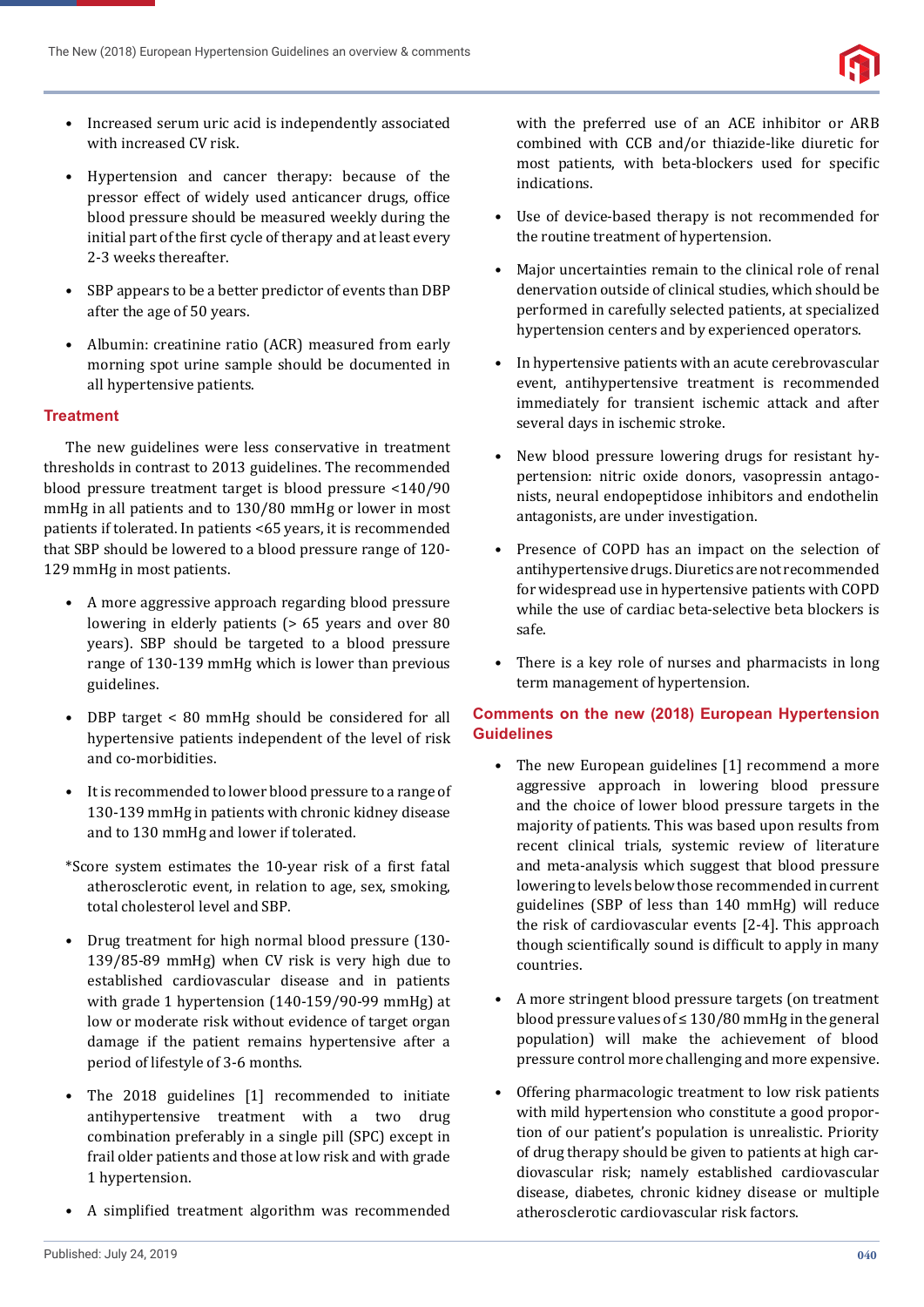- Increased serum uric acid is independently associated with increased CV risk.
- Hypertension and cancer therapy: because of the pressor effect of widely used anticancer drugs, office blood pressure should be measured weekly during the initial part of the first cycle of therapy and at least every 2-3 weeks thereafter.
- SBP appears to be a better predictor of events than DBP after the age of 50 years.
- Albumin: creatinine ratio (ACR) measured from early morning spot urine sample should be documented in all hypertensive patients.

## Treatment

The new guidelines were less conservative in treatment thresholds in contrast to 2013 guidelines. The recommended blood pressure treatment target is blood pressure <140/90 mmHg in all patients and to 130/80 mmHg or lower in most patients if tolerated. In patients <65 years, it is recommended that SBP should be lowered to a blood pressure range of 120-129 mmHg in most patients.

- A more aggressive approach regarding blood pressure lowering in elderly patients (> 65 years and over 80 years). SBP should be targeted to a blood pressure range of 130-139 mmHg which is lower than previous guidelines.
- DBP target < 80 mmHg should be considered for all hypertensive patients independent of the level of risk and co-morbidities.
- It is recommended to lower blood pressure to a range of 130-139 mmHg in patients with chronic kidney disease and to 130 mmHg and lower if tolerated.

*Score system estimates the 10-year risk of a first fatal atherosclerotic event, in relation to age, sex, smoking, total cholesterol level and SBP.

- Drug treatment for high normal blood pressure (130-139/85-89 mmHg) when CV risk is very high due to established cardiovascular disease and in patients with grade 1 hypertension (140-159/90-99 mmHg) at low or moderate risk without evidence of target organ damage if the patient remains hypertensive after a period of lifestyle of 3-6 months.
- The 2018 guidelines [1] recommended to initiate antihypertensive treatment with a two drug combination preferably in a single pill (SPC) except in frail older patients and those at low risk and with grade 1 hypertension.
- A simplified treatment algorithm was recommended with the preferred use of an ACE inhibitor or ARB combined with CCB and/or thiazide-like diuretic for most patients, with beta-blockers used for specific indications.
- Use of device-based therapy is not recommended for the routine treatment of hypertension.
- Major uncertainties remain to the clinical role of renal denervation outside of clinical studies, which should be performed in carefully selected patients, at specialized hypertension centers and by experienced operators.
- In hypertensive patients with an acute cerebrovascular event, antihypertensive treatment is recommended immediately for transient ischemic attack and after several days in ischemic stroke.
- New blood pressure lowering drugs for resistant hypertension: nitric oxide donors, vasopressin antagonists, neural endopeptidose inhibitors and endothelin antagonists, are under investigation.
- Presence of COPD has an impact on the selection of antihypertensive drugs. Diuretics are not recommended for widespread use in hypertensive patients with COPD while the use of cardiac beta-selective beta blockers is safe.
- There is a key role of nurses and pharmacists in long term management of hypertension.

## Comments on the new (2018) European Hypertension Guidelines

- The new European guidelines [1] recommend a more aggressive approach in lowering blood pressure and the choice of lower blood pressure targets in the majority of patients. This was based upon results from recent clinical trials, systemic review of literature and meta-analysis which suggest that blood pressure lowering to levels below those recommended in current guidelines (SBP of less than 140 mmHg) will reduce the risk of cardiovascular events [2-4]. This approach though scientifically sound is difficult to apply in many countries.
- A more stringent blood pressure targets (on treatment blood pressure values of ≤ 130/80 mmHg in the general population) will make the achievement of blood pressure control more challenging and more expensive.
- Offering pharmacologic treatment to low risk patients with mild hypertension who constitute a good proportion of our patient's population is unrealistic. Priority of drug therapy should be given to patients at high cardiovascular risk; namely established cardiovascular disease, diabetes, chronic kidney disease or multiple atherosclerotic cardiovascular risk factors.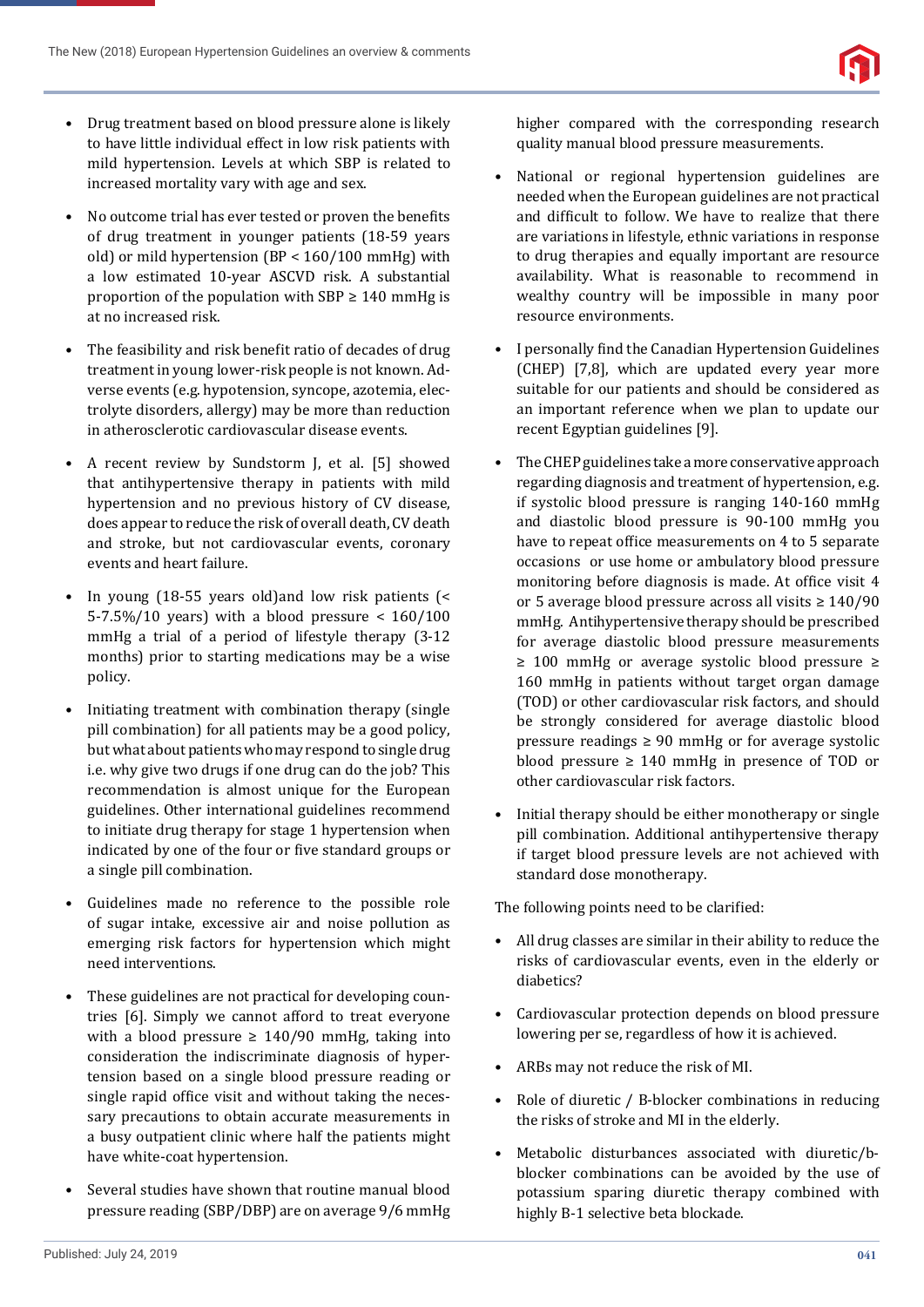- Drug treatment based on blood pressure alone is likely to have little individual effect in low risk patients with mild hypertension. Levels at which SBP is related to increased mortality vary with age and sex.

- No outcome trial has ever tested or proven the benefits of drug treatment in younger patients (18-59 years old) or mild hypertension (BP < 160/100 mmHg) with a low estimated 10-year ASCVD risk. A substantial proportion of the population with SBP ≥ 140 mmHg is at no increased risk.

- The feasibility and risk benefit ratio of decades of drug treatment in young lower-risk people is not known. Adverse events (e.g. hypotension, syncope, azotemia, electrolyte disorders, allergy) may be more than reduction in atherosclerotic cardiovascular disease events.

- A recent review by Sundstorm J, et al. [5] showed that antihypertensive therapy in patients with mild hypertension and no previous history of CV disease, does appear to reduce the risk of overall death, CV death and stroke, but not cardiovascular events, coronary events and heart failure.

- In young (18-55 years old)and low risk patients (< 5-7.5%/10 years) with a blood pressure < 160/100 mmHg a trial of a period of lifestyle therapy (3-12 months) prior to starting medications may be a wise policy.

- Initiating treatment with combination therapy (single pill combination) for all patients may be a good policy, but what about patients who may respond to single drug i.e. why give two drugs if one drug can do the job? This recommendation is almost unique for the European guidelines. Other international guidelines recommend to initiate drug therapy for stage 1 hypertension when indicated by one of the four or five standard groups or a single pill combination.

- Guidelines made no reference to the possible role of sugar intake, excessive air and noise pollution as emerging risk factors for hypertension which might need interventions.

- These guidelines are not practical for developing countries [6]. Simply we cannot afford to treat everyone with a blood pressure ≥ 140/90 mmHg, taking into consideration the indiscriminate diagnosis of hypertension based on a single blood pressure reading or single rapid office visit and without taking the necessary precautions to obtain accurate measurements in a busy outpatient clinic where half the patients might have white-coat hypertension.

- Several studies have shown that routine manual blood pressure reading (SBP/DBP) are on average 9/6 mmHg higher compared with the corresponding research quality manual blood pressure measurements.

- National or regional hypertension guidelines are needed when the European guidelines are not practical and difficult to follow. We have to realize that there are variations in lifestyle, ethnic variations in response to drug therapies and equally important are resource availability. What is reasonable to recommend in wealthy country will be impossible in many poor resource environments.

- I personally find the Canadian Hypertension Guidelines (CHEP) [7,8], which are updated every year more suitable for our patients and should be considered as an important reference when we plan to update our recent Egyptian guidelines [9].

- The CHEP guidelines take a more conservative approach regarding diagnosis and treatment of hypertension, e.g. if systolic blood pressure is ranging 140-160 mmHg and diastolic blood pressure is 90-100 mmHg you have to repeat office measurements on 4 to 5 separate occasions or use home or ambulatory blood pressure monitoring before diagnosis is made. At office visit 4 or 5 average blood pressure across all visits ≥ 140/90 mmHg. Antihypertensive therapy should be prescribed for average diastolic blood pressure measurements ≥ 100 mmHg or average systolic blood pressure ≥ 160 mmHg in patients without target organ damage (TOD) or other cardiovascular risk factors, and should be strongly considered for average diastolic blood pressure readings ≥ 90 mmHg or for average systolic blood pressure ≥ 140 mmHg in presence of TOD or other cardiovascular risk factors.

- Initial therapy should be either monotherapy or single pill combination. Additional antihypertensive therapy if target blood pressure levels are not achieved with standard dose monotherapy.

The following points need to be clarified:

- All drug classes are similar in their ability to reduce the risks of cardiovascular events, even in the elderly or diabetics?

- Cardiovascular protection depends on blood pressure lowering per se, regardless of how it is achieved.

- ARBs may not reduce the risk of MI.

- Role of diuretic / B-blocker combinations in reducing the risks of stroke and MI in the elderly.

- Metabolic disturbances associated with diuretic/b-blocker combinations can be avoided by the use of potassium sparing diuretic therapy combined with highly B-1 selective beta blockade.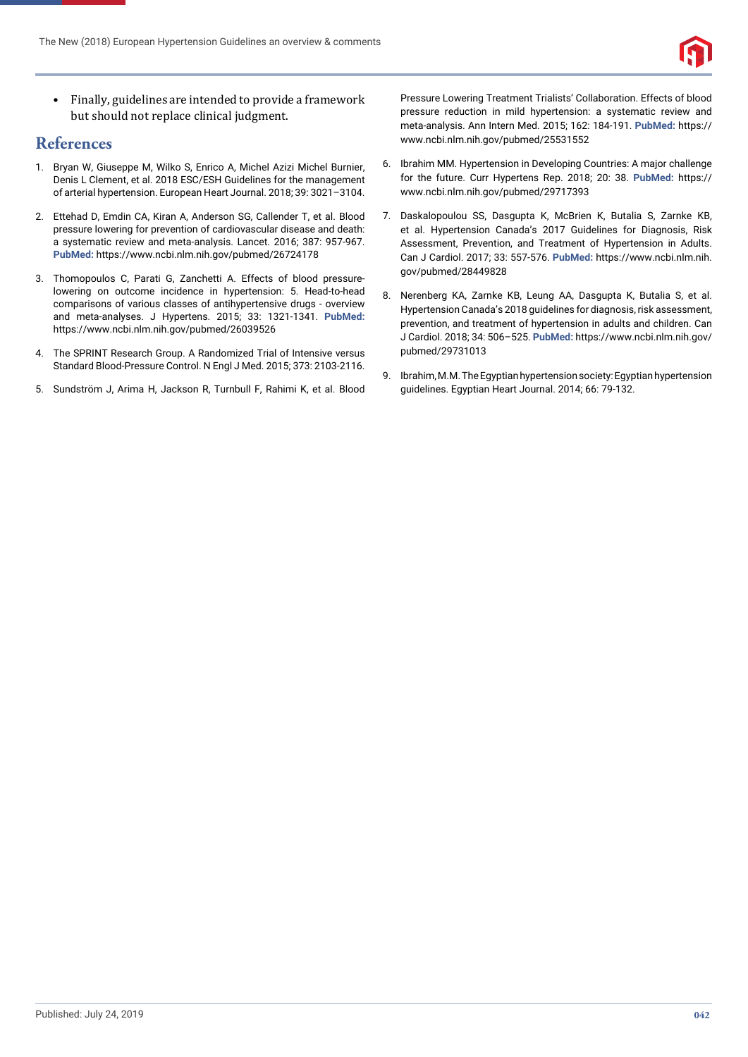- Finally, guidelines are intended to provide a framework but should not replace clinical judgment.

## References

1. Bryan W, Giuseppe M, Wilko S, Enrico A, Michel Azizi Michel Burnier, Denis L Clement, et al. 2018 ESC/ESH Guidelines for the management of arterial hypertension. European Heart Journal. 2018; 39: 3021–3104.
2. Ettehad D, Emdin CA, Kiran A, Anderson SG, Callender T, et al. Blood pressure lowering for prevention of cardiovascular disease and death: a systematic review and meta-analysis. Lancet. 2016; 387: 957-967. **PubMed:** https://www.ncbi.nlm.nih.gov/pubmed/26724178
3. Thomopoulos C, Parati G, Zanchetti A. Effects of blood pressure-lowering on outcome incidence in hypertension: 5. Head-to-head comparisons of various classes of antihypertensive drugs - overview and meta-analyses. J Hypertens. 2015; 33: 1321-1341. **PubMed:** https://www.ncbi.nlm.nih.gov/pubmed/26039526
4. The SPRINT Research Group. A Randomized Trial of Intensive versus Standard Blood-Pressure Control. N Engl J Med. 2015; 373: 2103-2116.
5. Sundström J, Arima H, Jackson R, Turnbull F, Rahimi K, et al. Blood Pressure Lowering Treatment Trialists' Collaboration. Effects of blood pressure reduction in mild hypertension: a systematic review and meta-analysis. Ann Intern Med. 2015; 162: 184-191. **PubMed:** https://www.ncbi.nlm.nih.gov/pubmed/25531552
6. Ibrahim MM. Hypertension in Developing Countries: A major challenge for the future. Curr Hypertens Rep. 2018; 20: 38. **PubMed:** https://www.ncbi.nlm.nih.gov/pubmed/29717393
7. Daskalopoulou SS, Dasgupta K, McBrien K, Butalia S, Zarnke KB, et al. Hypertension Canada's 2017 Guidelines for Diagnosis, Risk Assessment, Prevention, and Treatment of Hypertension in Adults. Can J Cardiol. 2017; 33: 557-576. **PubMed:** https://www.ncbi.nlm.nih.gov/pubmed/28449828
8. Nerenberg KA, Zarnke KB, Leung AA, Dasgupta K, Butalia S, et al. Hypertension Canada's 2018 guidelines for diagnosis, risk assessment, prevention, and treatment of hypertension in adults and children. Can J Cardiol. 2018; 34: 506–525. **PubMed:** https://www.ncbi.nlm.nih.gov/pubmed/29731013
9. Ibrahim, M.M. The Egyptian hypertension society: Egyptian hypertension guidelines. Egyptian Heart Journal. 2014; 66: 79-132.

Published: July 24, 2019